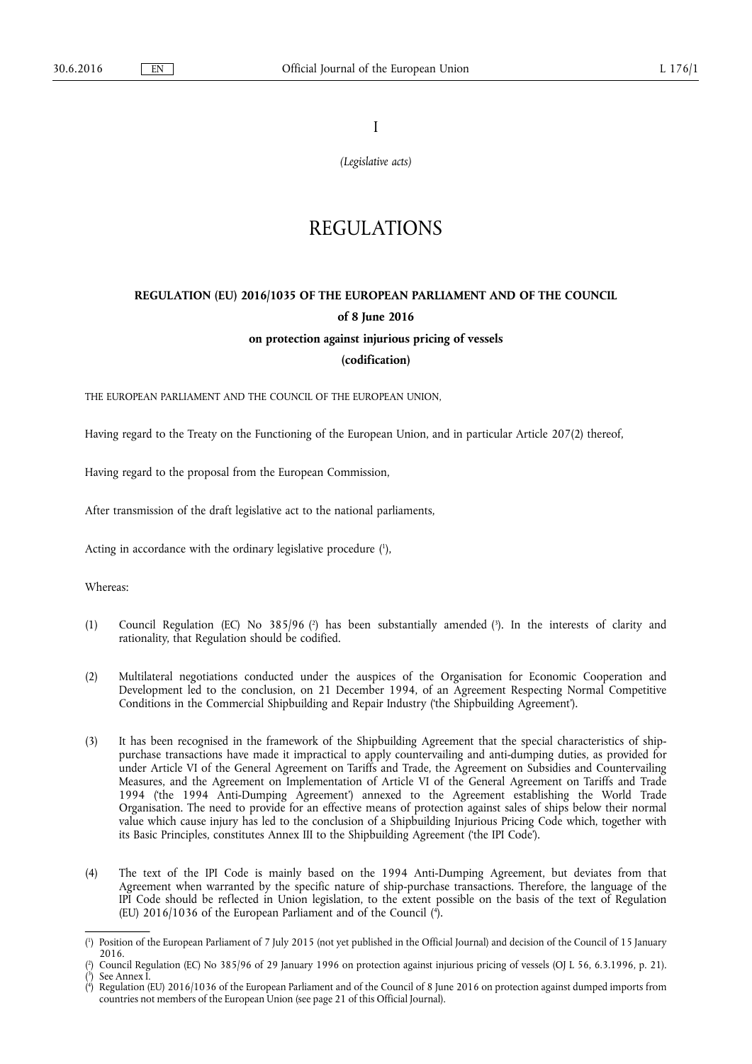I

*(Legislative acts)*

# REGULATIONS

## REGULATION (EU) 2016/1035 OF THE EUROPEAN PARLIAMENT AND OF THE COUNCIL

**of 8 June 2016**

**on protection against injurious pricing of vessels**

**(codification)**

THE EUROPEAN PARLIAMENT AND THE COUNCIL OF THE EUROPEAN UNION,

Having regard to the Treaty on the Functioning of the European Union, and in particular Article 207(2) thereof,

Having regard to the proposal from the European Commission,

After transmission of the draft legislative act to the national parliaments,

Acting in accordance with the ordinary legislative procedure [1],

Whereas:

(1) Council Regulation (EC) No 385/96 [2] has been substantially amended [3]. In the interests of clarity and rationality, that Regulation should be codified.

(2) Multilateral negotiations conducted under the auspices of the Organisation for Economic Cooperation and Development led to the conclusion, on 21 December 1994, of an Agreement Respecting Normal Competitive Conditions in the Commercial Shipbuilding and Repair Industry ('the Shipbuilding Agreement').

(3) It has been recognised in the framework of the Shipbuilding Agreement that the special characteristics of ship-purchase transactions have made it impractical to apply countervailing and anti-dumping duties, as provided for under Article VI of the General Agreement on Tariffs and Trade, the Agreement on Subsidies and Countervailing Measures, and the Agreement on Implementation of Article VI of the General Agreement on Tariffs and Trade 1994 ('the 1994 Anti-Dumping Agreement') annexed to the Agreement establishing the World Trade Organisation. The need to provide for an effective means of protection against sales of ships below their normal value which cause injury has led to the conclusion of a Shipbuilding Injurious Pricing Code which, together with its Basic Principles, constitutes Annex III to the Shipbuilding Agreement ('the IPI Code').

(4) The text of the IPI Code is mainly based on the 1994 Anti-Dumping Agreement, but deviates from that Agreement when warranted by the specific nature of ship-purchase transactions. Therefore, the language of the IPI Code should be reflected in Union legislation, to the extent possible on the basis of the text of Regulation (EU) 2016/1036 of the European Parliament and of the Council [4].

---

[1] Position of the European Parliament of 7 July 2015 (not yet published in the Official Journal) and decision of the Council of 15 January 2016.

[2] Council Regulation (EC) No 385/96 of 29 January 1996 on protection against injurious pricing of vessels (OJ L 56, 6.3.1996, p. 21).

[3] See Annex I.

[4] Regulation (EU) 2016/1036 of the European Parliament and of the Council of 8 June 2016 on protection against dumped imports from countries not members of the European Union (see page 21 of this Official Journal).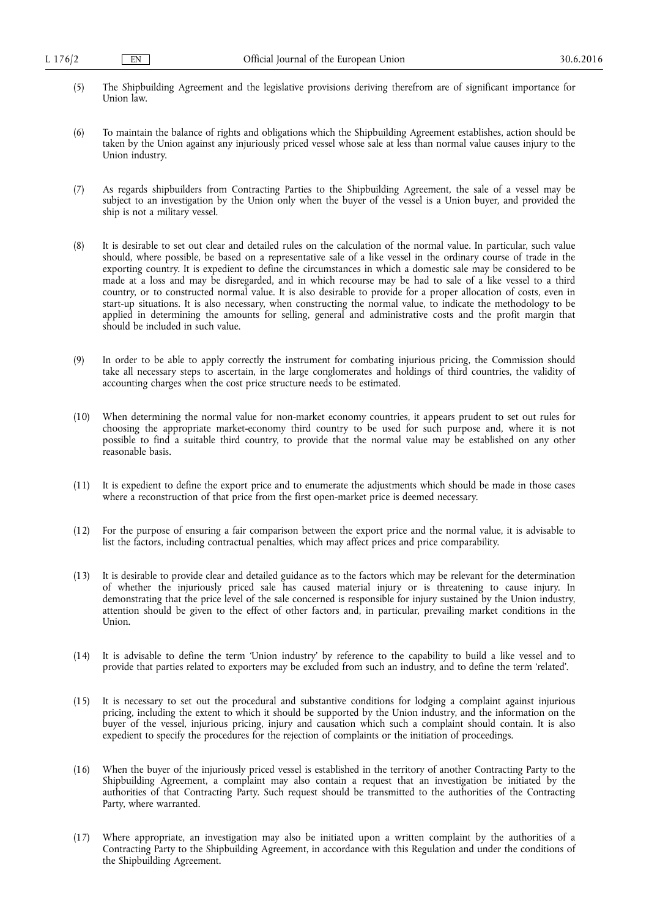(5) The Shipbuilding Agreement and the legislative provisions deriving therefrom are of significant importance for Union law.

(6) To maintain the balance of rights and obligations which the Shipbuilding Agreement establishes, action should be taken by the Union against any injuriously priced vessel whose sale at less than normal value causes injury to the Union industry.

(7) As regards shipbuilders from Contracting Parties to the Shipbuilding Agreement, the sale of a vessel may be subject to an investigation by the Union only when the buyer of the vessel is a Union buyer, and provided the ship is not a military vessel.

(8) It is desirable to set out clear and detailed rules on the calculation of the normal value. In particular, such value should, where possible, be based on a representative sale of a like vessel in the ordinary course of trade in the exporting country. It is expedient to define the circumstances in which a domestic sale may be considered to be made at a loss and may be disregarded, and in which recourse may be had to sale of a like vessel to a third country, or to constructed normal value. It is also desirable to provide for a proper allocation of costs, even in start-up situations. It is also necessary, when constructing the normal value, to indicate the methodology to be applied in determining the amounts for selling, general and administrative costs and the profit margin that should be included in such value.

(9) In order to be able to apply correctly the instrument for combating injurious pricing, the Commission should take all necessary steps to ascertain, in the large conglomerates and holdings of third countries, the validity of accounting charges when the cost price structure needs to be estimated.

(10) When determining the normal value for non-market economy countries, it appears prudent to set out rules for choosing the appropriate market-economy third country to be used for such purpose and, where it is not possible to find a suitable third country, to provide that the normal value may be established on any other reasonable basis.

(11) It is expedient to define the export price and to enumerate the adjustments which should be made in those cases where a reconstruction of that price from the first open-market price is deemed necessary.

(12) For the purpose of ensuring a fair comparison between the export price and the normal value, it is advisable to list the factors, including contractual penalties, which may affect prices and price comparability.

(13) It is desirable to provide clear and detailed guidance as to the factors which may be relevant for the determination of whether the injuriously priced sale has caused material injury or is threatening to cause injury. In demonstrating that the price level of the sale concerned is responsible for injury sustained by the Union industry, attention should be given to the effect of other factors and, in particular, prevailing market conditions in the Union.

(14) It is advisable to define the term 'Union industry' by reference to the capability to build a like vessel and to provide that parties related to exporters may be excluded from such an industry, and to define the term 'related'.

(15) It is necessary to set out the procedural and substantive conditions for lodging a complaint against injurious pricing, including the extent to which it should be supported by the Union industry, and the information on the buyer of the vessel, injurious pricing, injury and causation which such a complaint should contain. It is also expedient to specify the procedures for the rejection of complaints or the initiation of proceedings.

(16) When the buyer of the injuriously priced vessel is established in the territory of another Contracting Party to the Shipbuilding Agreement, a complaint may also contain a request that an investigation be initiated by the authorities of that Contracting Party. Such request should be transmitted to the authorities of the Contracting Party, where warranted.

(17) Where appropriate, an investigation may also be initiated upon a written complaint by the authorities of a Contracting Party to the Shipbuilding Agreement, in accordance with this Regulation and under the conditions of the Shipbuilding Agreement.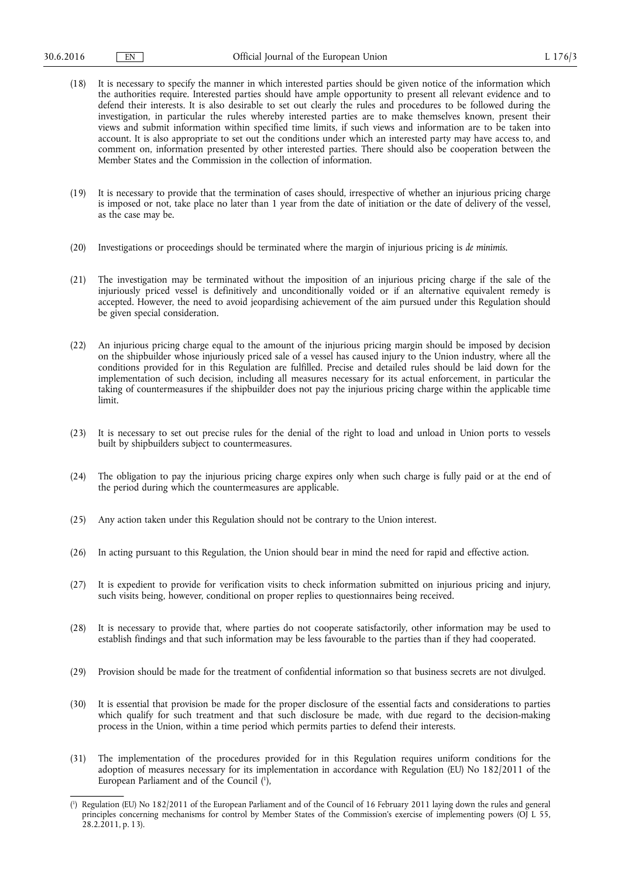(18) It is necessary to specify the manner in which interested parties should be given notice of the information which the authorities require. Interested parties should have ample opportunity to present all relevant evidence and to defend their interests. It is also desirable to set out clearly the rules and procedures to be followed during the investigation, in particular the rules whereby interested parties are to make themselves known, present their views and submit information within specified time limits, if such views and information are to be taken into account. It is also appropriate to set out the conditions under which an interested party may have access to, and comment on, information presented by other interested parties. There should also be cooperation between the Member States and the Commission in the collection of information.

(19) It is necessary to provide that the termination of cases should, irrespective of whether an injurious pricing charge is imposed or not, take place no later than 1 year from the date of initiation or the date of delivery of the vessel, as the case may be.

(20) Investigations or proceedings should be terminated where the margin of injurious pricing is *de minimis*.

(21) The investigation may be terminated without the imposition of an injurious pricing charge if the sale of the injuriously priced vessel is definitively and unconditionally voided or if an alternative equivalent remedy is accepted. However, the need to avoid jeopardising achievement of the aim pursued under this Regulation should be given special consideration.

(22) An injurious pricing charge equal to the amount of the injurious pricing margin should be imposed by decision on the shipbuilder whose injuriously priced sale of a vessel has caused injury to the Union industry, where all the conditions provided for in this Regulation are fulfilled. Precise and detailed rules should be laid down for the implementation of such decision, including all measures necessary for its actual enforcement, in particular the taking of countermeasures if the shipbuilder does not pay the injurious pricing charge within the applicable time limit.

(23) It is necessary to set out precise rules for the denial of the right to load and unload in Union ports to vessels built by shipbuilders subject to countermeasures.

(24) The obligation to pay the injurious pricing charge expires only when such charge is fully paid or at the end of the period during which the countermeasures are applicable.

(25) Any action taken under this Regulation should not be contrary to the Union interest.

(26) In acting pursuant to this Regulation, the Union should bear in mind the need for rapid and effective action.

(27) It is expedient to provide for verification visits to check information submitted on injurious pricing and injury, such visits being, however, conditional on proper replies to questionnaires being received.

(28) It is necessary to provide that, where parties do not cooperate satisfactorily, other information may be used to establish findings and that such information may be less favourable to the parties than if they had cooperated.

(29) Provision should be made for the treatment of confidential information so that business secrets are not divulged.

(30) It is essential that provision be made for the proper disclosure of the essential facts and considerations to parties which qualify for such treatment and that such disclosure be made, with due regard to the decision-making process in the Union, within a time period which permits parties to defend their interests.

(31) The implementation of the procedures provided for in this Regulation requires uniform conditions for the adoption of measures necessary for its implementation in accordance with Regulation (EU) No 182/2011 of the European Parliament and of the Council [1],

---

[1] Regulation (EU) No 182/2011 of the European Parliament and of the Council of 16 February 2011 laying down the rules and general principles concerning mechanisms for control by Member States of the Commission's exercise of implementing powers (OJ L 55, 28.2.2011, p. 13).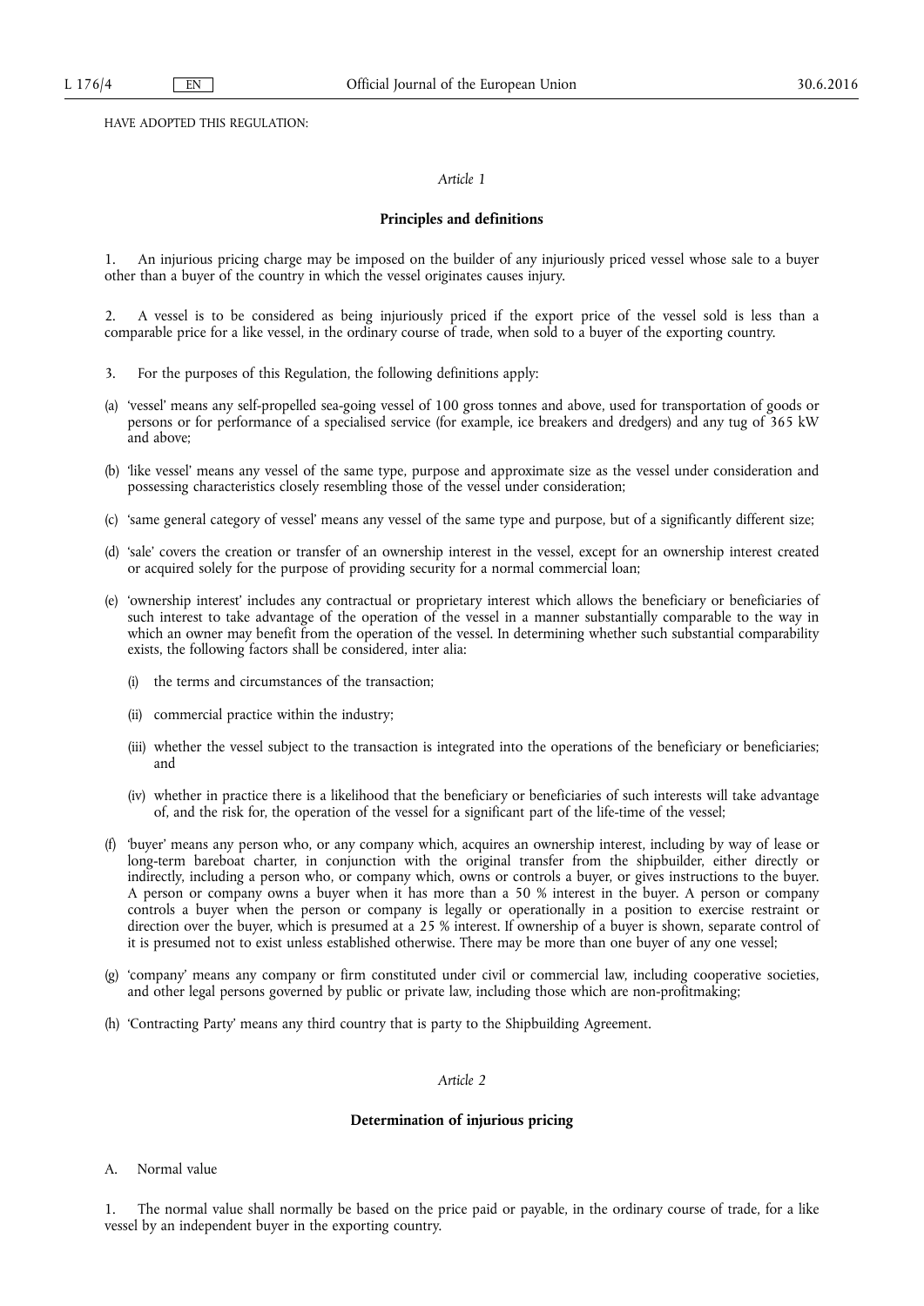HAVE ADOPTED THIS REGULATION:

*Article 1*

**Principles and definitions**

1. An injurious pricing charge may be imposed on the builder of any injuriously priced vessel whose sale to a buyer other than a buyer of the country in which the vessel originates causes injury.

2. A vessel is to be considered as being injuriously priced if the export price of the vessel sold is less than a comparable price for a like vessel, in the ordinary course of trade, when sold to a buyer of the exporting country.

3. For the purposes of this Regulation, the following definitions apply:

(a) 'vessel' means any self-propelled sea-going vessel of 100 gross tonnes and above, used for transportation of goods or persons or for performance of a specialised service (for example, ice breakers and dredgers) and any tug of 365 kW and above;

(b) 'like vessel' means any vessel of the same type, purpose and approximate size as the vessel under consideration and possessing characteristics closely resembling those of the vessel under consideration;

(c) 'same general category of vessel' means any vessel of the same type and purpose, but of a significantly different size;

(d) 'sale' covers the creation or transfer of an ownership interest in the vessel, except for an ownership interest created or acquired solely for the purpose of providing security for a normal commercial loan;

(e) 'ownership interest' includes any contractual or proprietary interest which allows the beneficiary or beneficiaries of such interest to take advantage of the operation of the vessel in a manner substantially comparable to the way in which an owner may benefit from the operation of the vessel. In determining whether such substantial comparability exists, the following factors shall be considered, inter alia:

   (i) the terms and circumstances of the transaction;

   (ii) commercial practice within the industry;

   (iii) whether the vessel subject to the transaction is integrated into the operations of the beneficiary or beneficiaries; and

   (iv) whether in practice there is a likelihood that the beneficiary or beneficiaries of such interests will take advantage of, and the risk for, the operation of the vessel for a significant part of the life-time of the vessel;

(f) 'buyer' means any person who, or any company which, acquires an ownership interest, including by way of lease or long-term bareboat charter, in conjunction with the original transfer from the shipbuilder, either directly or indirectly, including a person who, or company which, owns or controls a buyer, or gives instructions to the buyer. A person or company owns a buyer when it has more than a 50 % interest in the buyer. A person or company controls a buyer when the person or company is legally or operationally in a position to exercise restraint or direction over the buyer, which is presumed at a 25 % interest. If ownership of a buyer is shown, separate control of it is presumed not to exist unless established otherwise. There may be more than one buyer of any one vessel;

(g) 'company' means any company or firm constituted under civil or commercial law, including cooperative societies, and other legal persons governed by public or private law, including those which are non-profitmaking;

(h) 'Contracting Party' means any third country that is party to the Shipbuilding Agreement.

*Article 2*

**Determination of injurious pricing**

A. Normal value

1. The normal value shall normally be based on the price paid or payable, in the ordinary course of trade, for a like vessel by an independent buyer in the exporting country.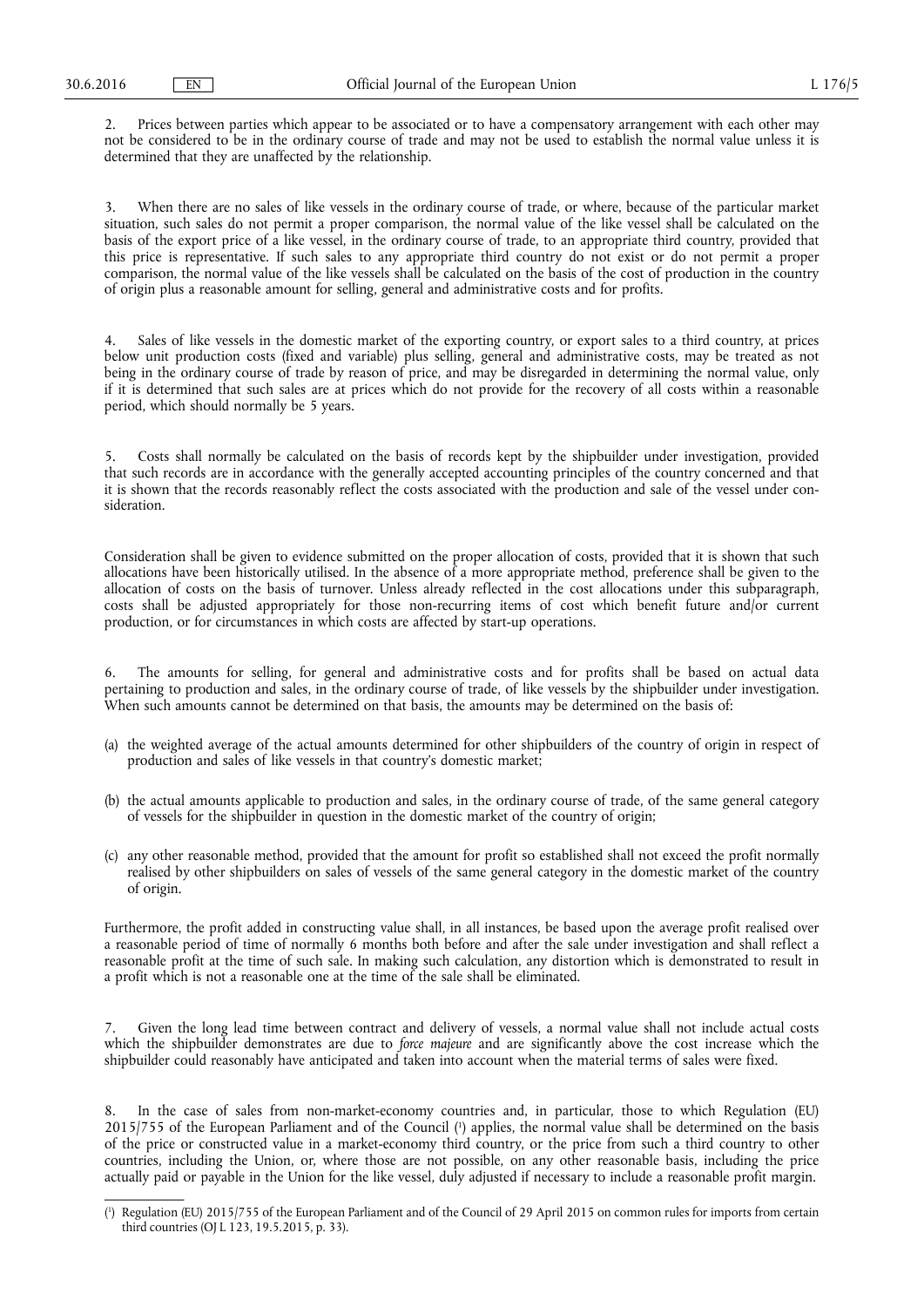2. Prices between parties which appear to be associated or to have a compensatory arrangement with each other may not be considered to be in the ordinary course of trade and may not be used to establish the normal value unless it is determined that they are unaffected by the relationship.

3. When there are no sales of like vessels in the ordinary course of trade, or where, because of the particular market situation, such sales do not permit a proper comparison, the normal value of the like vessel shall be calculated on the basis of the export price of a like vessel, in the ordinary course of trade, to an appropriate third country, provided that this price is representative. If such sales to any appropriate third country do not exist or do not permit a proper comparison, the normal value of the like vessels shall be calculated on the basis of the cost of production in the country of origin plus a reasonable amount for selling, general and administrative costs and for profits.

4. Sales of like vessels in the domestic market of the exporting country, or export sales to a third country, at prices below unit production costs (fixed and variable) plus selling, general and administrative costs, may be treated as not being in the ordinary course of trade by reason of price, and may be disregarded in determining the normal value, only if it is determined that such sales are at prices which do not provide for the recovery of all costs within a reasonable period, which should normally be 5 years.

5. Costs shall normally be calculated on the basis of records kept by the shipbuilder under investigation, provided that such records are in accordance with the generally accepted accounting principles of the country concerned and that it is shown that the records reasonably reflect the costs associated with the production and sale of the vessel under consideration.

Consideration shall be given to evidence submitted on the proper allocation of costs, provided that it is shown that such allocations have been historically utilised. In the absence of a more appropriate method, preference shall be given to the allocation of costs on the basis of turnover. Unless already reflected in the cost allocations under this subparagraph, costs shall be adjusted appropriately for those non-recurring items of cost which benefit future and/or current production, or for circumstances in which costs are affected by start-up operations.

6. The amounts for selling, for general and administrative costs and for profits shall be based on actual data pertaining to production and sales, in the ordinary course of trade, of like vessels by the shipbuilder under investigation. When such amounts cannot be determined on that basis, the amounts may be determined on the basis of:

(a) the weighted average of the actual amounts determined for other shipbuilders of the country of origin in respect of production and sales of like vessels in that country's domestic market;

(b) the actual amounts applicable to production and sales, in the ordinary course of trade, of the same general category of vessels for the shipbuilder in question in the domestic market of the country of origin;

(c) any other reasonable method, provided that the amount for profit so established shall not exceed the profit normally realised by other shipbuilders on sales of vessels of the same general category in the domestic market of the country of origin.

Furthermore, the profit added in constructing value shall, in all instances, be based upon the average profit realised over a reasonable period of time of normally 6 months both before and after the sale under investigation and shall reflect a reasonable profit at the time of such sale. In making such calculation, any distortion which is demonstrated to result in a profit which is not a reasonable one at the time of the sale shall be eliminated.

7. Given the long lead time between contract and delivery of vessels, a normal value shall not include actual costs which the shipbuilder demonstrates are due to *force majeure* and are significantly above the cost increase which the shipbuilder could reasonably have anticipated and taken into account when the material terms of sales were fixed.

8. In the case of sales from non-market-economy countries and, in particular, those to which Regulation (EU) 2015/755 of the European Parliament and of the Council [1] applies, the normal value shall be determined on the basis of the price or constructed value in a market-economy third country, or the price from such a third country to other countries, including the Union, or, where those are not possible, on any other reasonable basis, including the price actually paid or payable in the Union for the like vessel, duly adjusted if necessary to include a reasonable profit margin.

---

[1] Regulation (EU) 2015/755 of the European Parliament and of the Council of 29 April 2015 on common rules for imports from certain third countries (OJ L 123, 19.5.2015, p. 33).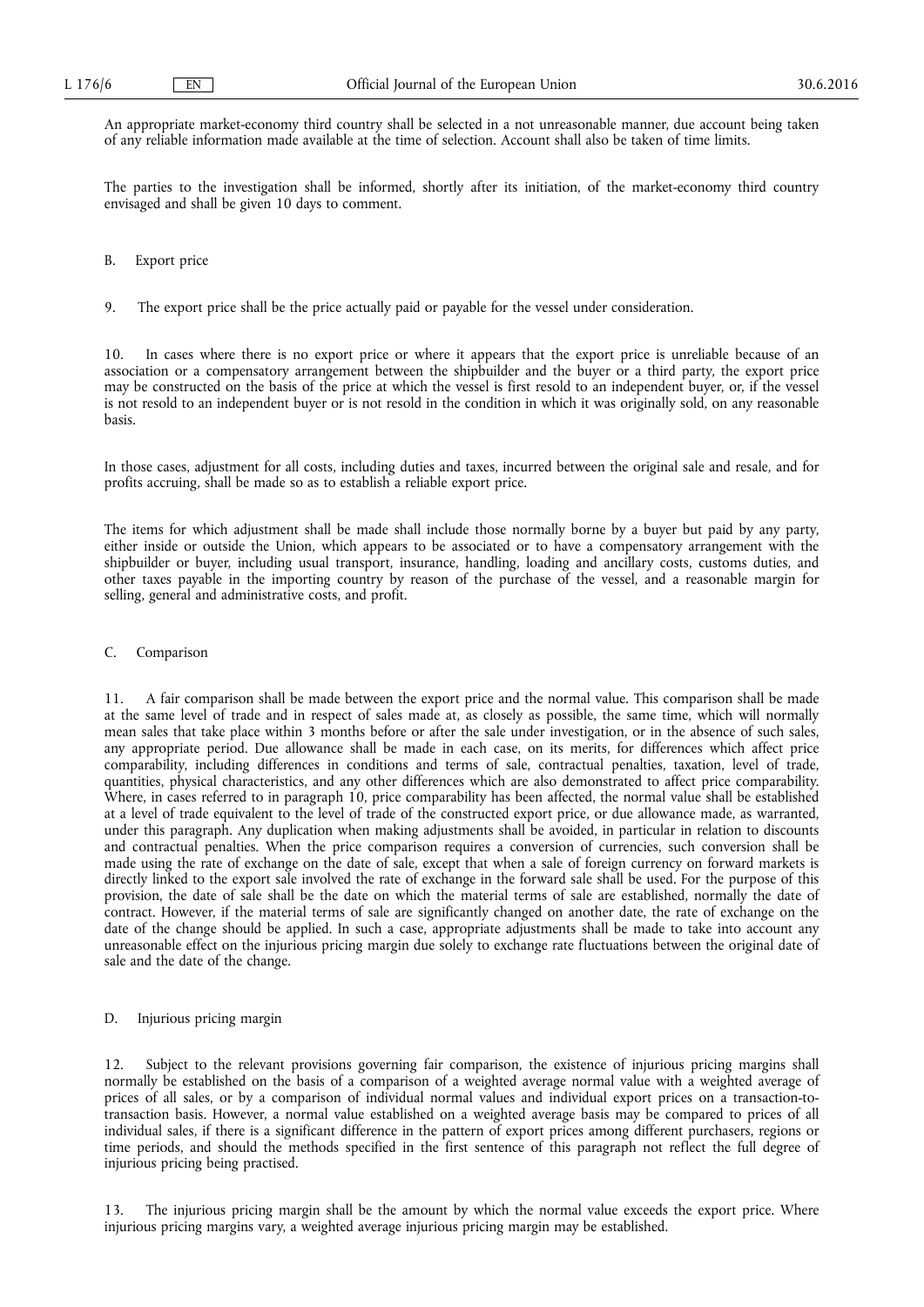An appropriate market-economy third country shall be selected in a not unreasonable manner, due account being taken of any reliable information made available at the time of selection. Account shall also be taken of time limits.

The parties to the investigation shall be informed, shortly after its initiation, of the market-economy third country envisaged and shall be given 10 days to comment.

B. Export price

9. The export price shall be the price actually paid or payable for the vessel under consideration.

10. In cases where there is no export price or where it appears that the export price is unreliable because of an association or a compensatory arrangement between the shipbuilder and the buyer or a third party, the export price may be constructed on the basis of the price at which the vessel is first resold to an independent buyer, or, if the vessel is not resold to an independent buyer or is not resold in the condition in which it was originally sold, on any reasonable basis.

In those cases, adjustment for all costs, including duties and taxes, incurred between the original sale and resale, and for profits accruing, shall be made so as to establish a reliable export price.

The items for which adjustment shall be made shall include those normally borne by a buyer but paid by any party, either inside or outside the Union, which appears to be associated or to have a compensatory arrangement with the shipbuilder or buyer, including usual transport, insurance, handling, loading and ancillary costs, customs duties, and other taxes payable in the importing country by reason of the purchase of the vessel, and a reasonable margin for selling, general and administrative costs, and profit.

C. Comparison

11. A fair comparison shall be made between the export price and the normal value. This comparison shall be made at the same level of trade and in respect of sales made at, as closely as possible, the same time, which will normally mean sales that take place within 3 months before or after the sale under investigation, or in the absence of such sales, any appropriate period. Due allowance shall be made in each case, on its merits, for differences which affect price comparability, including differences in conditions and terms of sale, contractual penalties, taxation, level of trade, quantities, physical characteristics, and any other differences which are also demonstrated to affect price comparability. Where, in cases referred to in paragraph 10, price comparability has been affected, the normal value shall be established at a level of trade equivalent to the level of trade of the constructed export price, or due allowance made, as warranted, under this paragraph. Any duplication when making adjustments shall be avoided, in particular in relation to discounts and contractual penalties. When the price comparison requires a conversion of currencies, such conversion shall be made using the rate of exchange on the date of sale, except that when a sale of foreign currency on forward markets is directly linked to the export sale involved the rate of exchange in the forward sale shall be used. For the purpose of this provision, the date of sale shall be the date on which the material terms of sale are established, normally the date of contract. However, if the material terms of sale are significantly changed on another date, the rate of exchange on the date of the change should be applied. In such a case, appropriate adjustments shall be made to take into account any unreasonable effect on the injurious pricing margin due solely to exchange rate fluctuations between the original date of sale and the date of the change.

D. Injurious pricing margin

12. Subject to the relevant provisions governing fair comparison, the existence of injurious pricing margins shall normally be established on the basis of a comparison of a weighted average normal value with a weighted average of prices of all sales, or by a comparison of individual normal values and individual export prices on a transaction-to-transaction basis. However, a normal value established on a weighted average basis may be compared to prices of all individual sales, if there is a significant difference in the pattern of export prices among different purchasers, regions or time periods, and should the methods specified in the first sentence of this paragraph not reflect the full degree of injurious pricing being practised.

13. The injurious pricing margin shall be the amount by which the normal value exceeds the export price. Where injurious pricing margins vary, a weighted average injurious pricing margin may be established.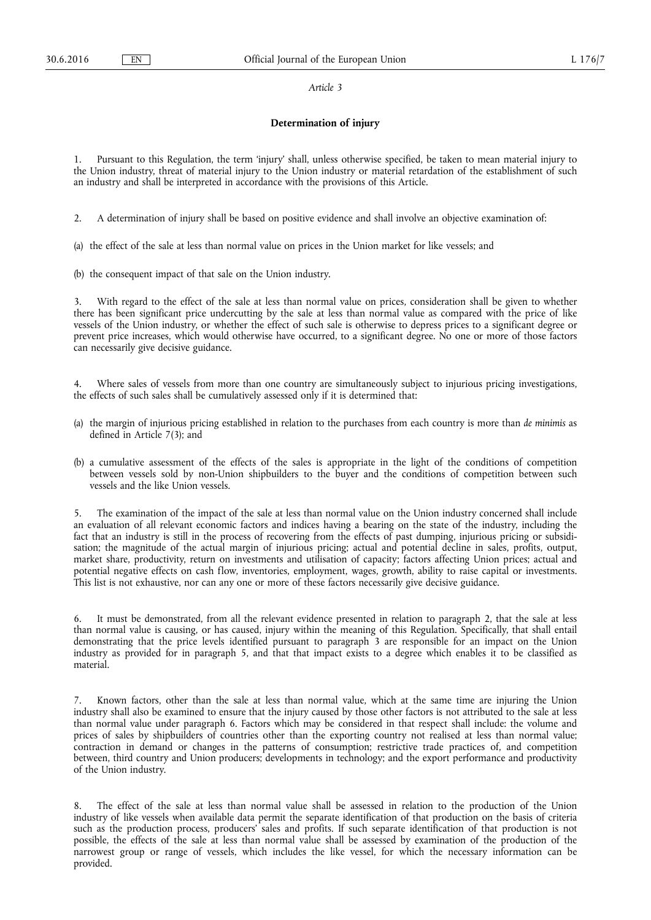*Article 3*

**Determination of injury**

1. Pursuant to this Regulation, the term 'injury' shall, unless otherwise specified, be taken to mean material injury to the Union industry, threat of material injury to the Union industry or material retardation of the establishment of such an industry and shall be interpreted in accordance with the provisions of this Article.

2. A determination of injury shall be based on positive evidence and shall involve an objective examination of:

(a) the effect of the sale at less than normal value on prices in the Union market for like vessels; and

(b) the consequent impact of that sale on the Union industry.

3. With regard to the effect of the sale at less than normal value on prices, consideration shall be given to whether there has been significant price undercutting by the sale at less than normal value as compared with the price of like vessels of the Union industry, or whether the effect of such sale is otherwise to depress prices to a significant degree or prevent price increases, which would otherwise have occurred, to a significant degree. No one or more of those factors can necessarily give decisive guidance.

4. Where sales of vessels from more than one country are simultaneously subject to injurious pricing investigations, the effects of such sales shall be cumulatively assessed only if it is determined that:

(a) the margin of injurious pricing established in relation to the purchases from each country is more than *de minimis* as defined in Article 7(3); and

(b) a cumulative assessment of the effects of the sales is appropriate in the light of the conditions of competition between vessels sold by non-Union shipbuilders to the buyer and the conditions of competition between such vessels and the like Union vessels.

5. The examination of the impact of the sale at less than normal value on the Union industry concerned shall include an evaluation of all relevant economic factors and indices having a bearing on the state of the industry, including the fact that an industry is still in the process of recovering from the effects of past dumping, injurious pricing or subsidisation; the magnitude of the actual margin of injurious pricing; actual and potential decline in sales, profits, output, market share, productivity, return on investments and utilisation of capacity; factors affecting Union prices; actual and potential negative effects on cash flow, inventories, employment, wages, growth, ability to raise capital or investments. This list is not exhaustive, nor can any one or more of these factors necessarily give decisive guidance.

6. It must be demonstrated, from all the relevant evidence presented in relation to paragraph 2, that the sale at less than normal value is causing, or has caused, injury within the meaning of this Regulation. Specifically, that shall entail demonstrating that the price levels identified pursuant to paragraph 3 are responsible for an impact on the Union industry as provided for in paragraph 5, and that that impact exists to a degree which enables it to be classified as material.

7. Known factors, other than the sale at less than normal value, which at the same time are injuring the Union industry shall also be examined to ensure that the injury caused by those other factors is not attributed to the sale at less than normal value under paragraph 6. Factors which may be considered in that respect shall include: the volume and prices of sales by shipbuilders of countries other than the exporting country not realised at less than normal value; contraction in demand or changes in the patterns of consumption; restrictive trade practices of, and competition between, third country and Union producers; developments in technology; and the export performance and productivity of the Union industry.

8. The effect of the sale at less than normal value shall be assessed in relation to the production of the Union industry of like vessels when available data permit the separate identification of that production on the basis of criteria such as the production process, producers' sales and profits. If such separate identification of that production is not possible, the effects of the sale at less than normal value shall be assessed by examination of the production of the narrowest group or range of vessels, which includes the like vessel, for which the necessary information can be provided.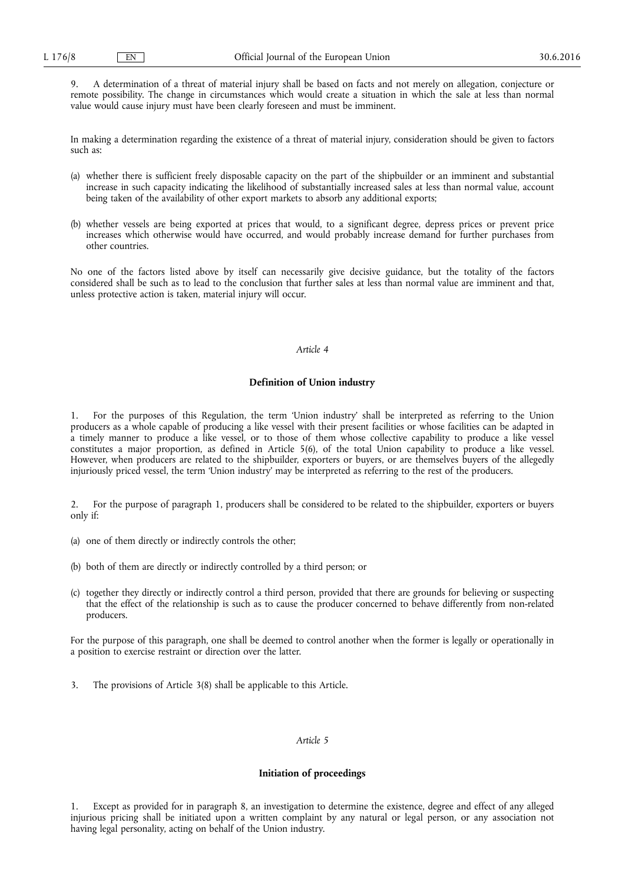9. A determination of a threat of material injury shall be based on facts and not merely on allegation, conjecture or remote possibility. The change in circumstances which would create a situation in which the sale at less than normal value would cause injury must have been clearly foreseen and must be imminent.

In making a determination regarding the existence of a threat of material injury, consideration should be given to factors such as:

(a) whether there is sufficient freely disposable capacity on the part of the shipbuilder or an imminent and substantial increase in such capacity indicating the likelihood of substantially increased sales at less than normal value, account being taken of the availability of other export markets to absorb any additional exports;

(b) whether vessels are being exported at prices that would, to a significant degree, depress prices or prevent price increases which otherwise would have occurred, and would probably increase demand for further purchases from other countries.

No one of the factors listed above by itself can necessarily give decisive guidance, but the totality of the factors considered shall be such as to lead to the conclusion that further sales at less than normal value are imminent and that, unless protective action is taken, material injury will occur.

*Article 4*

**Definition of Union industry**

1. For the purposes of this Regulation, the term 'Union industry' shall be interpreted as referring to the Union producers as a whole capable of producing a like vessel with their present facilities or whose facilities can be adapted in a timely manner to produce a like vessel, or to those of them whose collective capability to produce a like vessel constitutes a major proportion, as defined in Article 5(6), of the total Union capability to produce a like vessel. However, when producers are related to the shipbuilder, exporters or buyers, or are themselves buyers of the allegedly injuriously priced vessel, the term 'Union industry' may be interpreted as referring to the rest of the producers.

2. For the purpose of paragraph 1, producers shall be considered to be related to the shipbuilder, exporters or buyers only if:

(a) one of them directly or indirectly controls the other;

(b) both of them are directly or indirectly controlled by a third person; or

(c) together they directly or indirectly control a third person, provided that there are grounds for believing or suspecting that the effect of the relationship is such as to cause the producer concerned to behave differently from non-related producers.

For the purpose of this paragraph, one shall be deemed to control another when the former is legally or operationally in a position to exercise restraint or direction over the latter.

3. The provisions of Article 3(8) shall be applicable to this Article.

*Article 5*

**Initiation of proceedings**

1. Except as provided for in paragraph 8, an investigation to determine the existence, degree and effect of any alleged injurious pricing shall be initiated upon a written complaint by any natural or legal person, or any association not having legal personality, acting on behalf of the Union industry.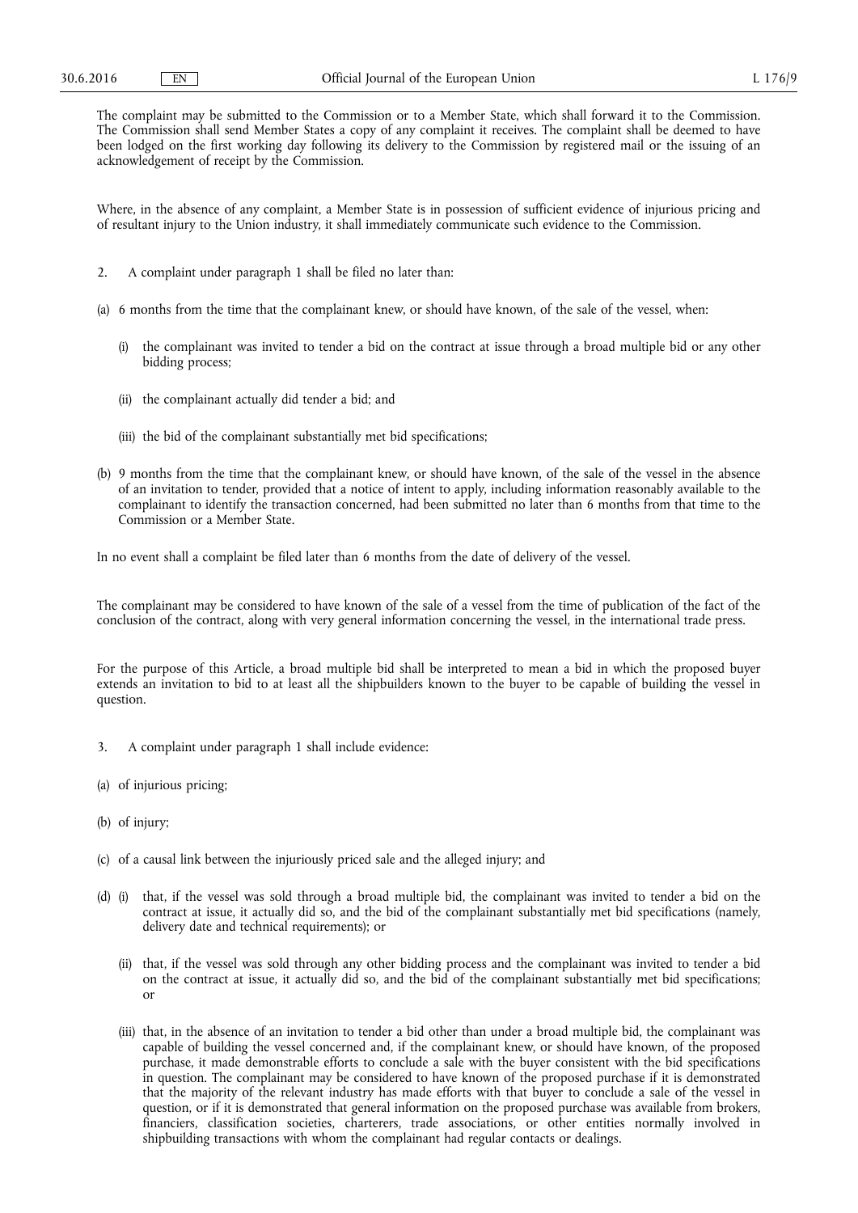The complaint may be submitted to the Commission or to a Member State, which shall forward it to the Commission. The Commission shall send Member States a copy of any complaint it receives. The complaint shall be deemed to have been lodged on the first working day following its delivery to the Commission by registered mail or the issuing of an acknowledgement of receipt by the Commission.

Where, in the absence of any complaint, a Member State is in possession of sufficient evidence of injurious pricing and of resultant injury to the Union industry, it shall immediately communicate such evidence to the Commission.

2. A complaint under paragraph 1 shall be filed no later than:

(a) 6 months from the time that the complainant knew, or should have known, of the sale of the vessel, when:

   (i) the complainant was invited to tender a bid on the contract at issue through a broad multiple bid or any other bidding process;

   (ii) the complainant actually did tender a bid; and

   (iii) the bid of the complainant substantially met bid specifications;

(b) 9 months from the time that the complainant knew, or should have known, of the sale of the vessel in the absence of an invitation to tender, provided that a notice of intent to apply, including information reasonably available to the complainant to identify the transaction concerned, had been submitted no later than 6 months from that time to the Commission or a Member State.

In no event shall a complaint be filed later than 6 months from the date of delivery of the vessel.

The complainant may be considered to have known of the sale of a vessel from the time of publication of the fact of the conclusion of the contract, along with very general information concerning the vessel, in the international trade press.

For the purpose of this Article, a broad multiple bid shall be interpreted to mean a bid in which the proposed buyer extends an invitation to bid to at least all the shipbuilders known to the buyer to be capable of building the vessel in question.

3. A complaint under paragraph 1 shall include evidence:

(a) of injurious pricing;

(b) of injury;

(c) of a causal link between the injuriously priced sale and the alleged injury; and

(d) (i) that, if the vessel was sold through a broad multiple bid, the complainant was invited to tender a bid on the contract at issue, it actually did so, and the bid of the complainant substantially met bid specifications (namely, delivery date and technical requirements); or

   (ii) that, if the vessel was sold through any other bidding process and the complainant was invited to tender a bid on the contract at issue, it actually did so, and the bid of the complainant substantially met bid specifications; or

   (iii) that, in the absence of an invitation to tender a bid other than under a broad multiple bid, the complainant was capable of building the vessel concerned and, if the complainant knew, or should have known, of the proposed purchase, it made demonstrable efforts to conclude a sale with the buyer consistent with the bid specifications in question. The complainant may be considered to have known of the proposed purchase if it is demonstrated that the majority of the relevant industry has made efforts with that buyer to conclude a sale of the vessel in question, or if it is demonstrated that general information on the proposed purchase was available from brokers, financiers, classification societies, charterers, trade associations, or other entities normally involved in shipbuilding transactions with whom the complainant had regular contacts or dealings.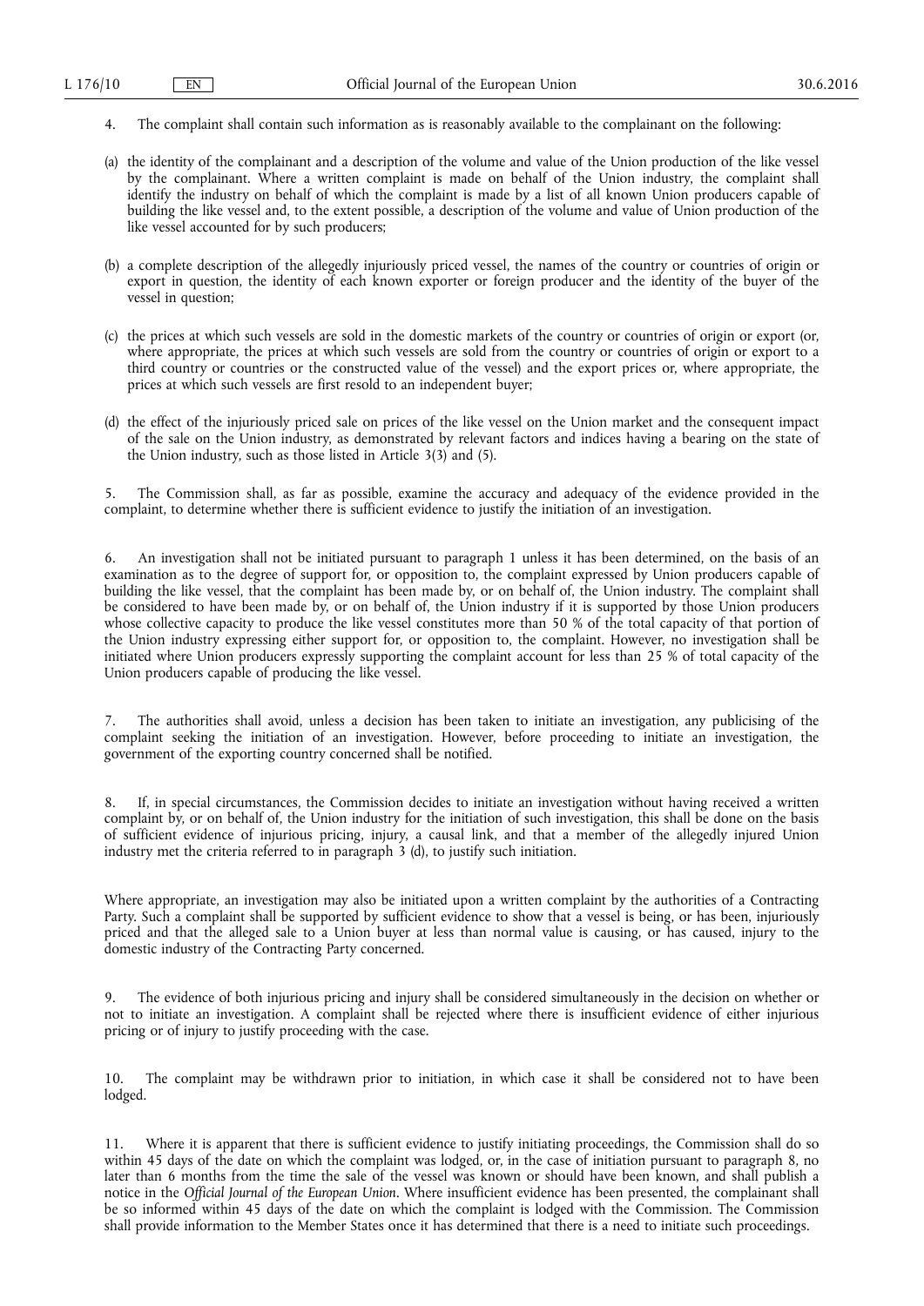4. The complaint shall contain such information as is reasonably available to the complainant on the following:

(a) the identity of the complainant and a description of the volume and value of the Union production of the like vessel by the complainant. Where a written complaint is made on behalf of the Union industry, the complaint shall identify the industry on behalf of which the complaint is made by a list of all known Union producers capable of building the like vessel and, to the extent possible, a description of the volume and value of Union production of the like vessel accounted for by such producers;

(b) a complete description of the allegedly injuriously priced vessel, the names of the country or countries of origin or export in question, the identity of each known exporter or foreign producer and the identity of the buyer of the vessel in question;

(c) the prices at which such vessels are sold in the domestic markets of the country or countries of origin or export (or, where appropriate, the prices at which such vessels are sold from the country or countries of origin or export to a third country or countries or the constructed value of the vessel) and the export prices or, where appropriate, the prices at which such vessels are first resold to an independent buyer;

(d) the effect of the injuriously priced sale on prices of the like vessel on the Union market and the consequent impact of the sale on the Union industry, as demonstrated by relevant factors and indices having a bearing on the state of the Union industry, such as those listed in Article 3(3) and (5).

5. The Commission shall, as far as possible, examine the accuracy and adequacy of the evidence provided in the complaint, to determine whether there is sufficient evidence to justify the initiation of an investigation.

6. An investigation shall not be initiated pursuant to paragraph 1 unless it has been determined, on the basis of an examination as to the degree of support for, or opposition to, the complaint expressed by Union producers capable of building the like vessel, that the complaint has been made by, or on behalf of, the Union industry. The complaint shall be considered to have been made by, or on behalf of, the Union industry if it is supported by those Union producers whose collective capacity to produce the like vessel constitutes more than 50 % of the total capacity of that portion of the Union industry expressing either support for, or opposition to, the complaint. However, no investigation shall be initiated where Union producers expressly supporting the complaint account for less than 25 % of total capacity of the Union producers capable of producing the like vessel.

7. The authorities shall avoid, unless a decision has been taken to initiate an investigation, any publicising of the complaint seeking the initiation of an investigation. However, before proceeding to initiate an investigation, the government of the exporting country concerned shall be notified.

8. If, in special circumstances, the Commission decides to initiate an investigation without having received a written complaint by, or on behalf of, the Union industry for the initiation of such investigation, this shall be done on the basis of sufficient evidence of injurious pricing, injury, a causal link, and that a member of the allegedly injured Union industry met the criteria referred to in paragraph 3 (d), to justify such initiation.

Where appropriate, an investigation may also be initiated upon a written complaint by the authorities of a Contracting Party. Such a complaint shall be supported by sufficient evidence to show that a vessel is being, or has been, injuriously priced and that the alleged sale to a Union buyer at less than normal value is causing, or has caused, injury to the domestic industry of the Contracting Party concerned.

9. The evidence of both injurious pricing and injury shall be considered simultaneously in the decision on whether or not to initiate an investigation. A complaint shall be rejected where there is insufficient evidence of either injurious pricing or of injury to justify proceeding with the case.

10. The complaint may be withdrawn prior to initiation, in which case it shall be considered not to have been lodged.

11. Where it is apparent that there is sufficient evidence to justify initiating proceedings, the Commission shall do so within 45 days of the date on which the complaint was lodged, or, in the case of initiation pursuant to paragraph 8, no later than 6 months from the time the sale of the vessel was known or should have been known, and shall publish a notice in the *Official Journal of the European Union*. Where insufficient evidence has been presented, the complainant shall be so informed within 45 days of the date on which the complaint is lodged with the Commission. The Commission shall provide information to the Member States once it has determined that there is a need to initiate such proceedings.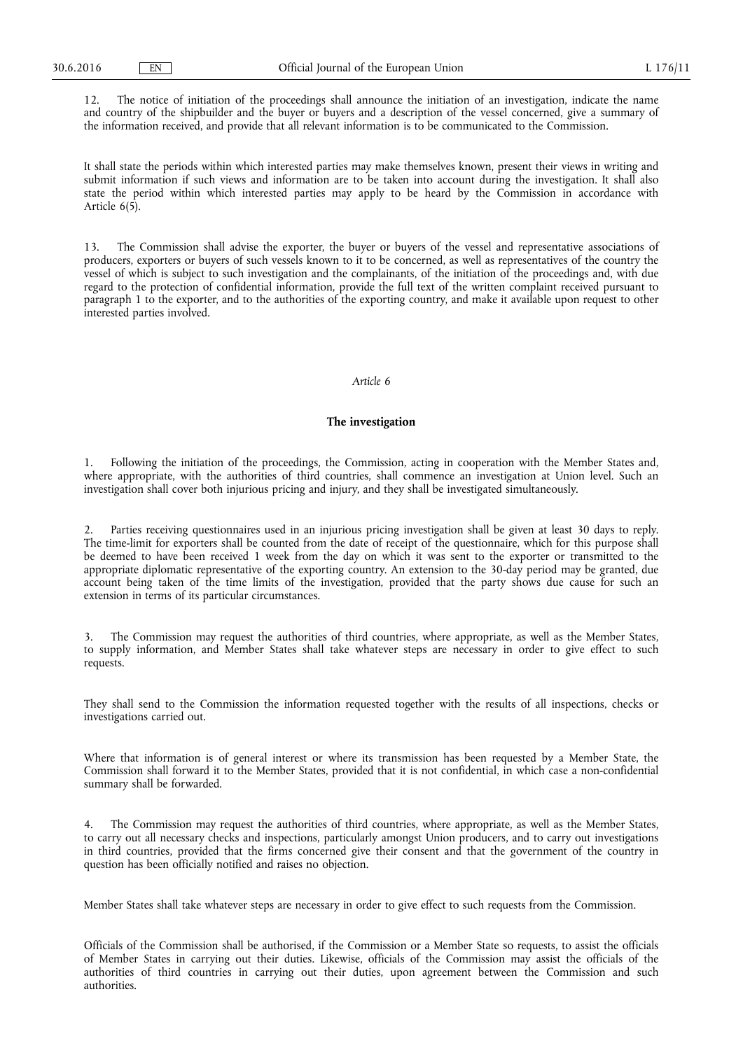12. The notice of initiation of the proceedings shall announce the initiation of an investigation, indicate the name and country of the shipbuilder and the buyer or buyers and a description of the vessel concerned, give a summary of the information received, and provide that all relevant information is to be communicated to the Commission.

It shall state the periods within which interested parties may make themselves known, present their views in writing and submit information if such views and information are to be taken into account during the investigation. It shall also state the period within which interested parties may apply to be heard by the Commission in accordance with Article 6(5).

13. The Commission shall advise the exporter, the buyer or buyers of the vessel and representative associations of producers, exporters or buyers of such vessels known to it to be concerned, as well as representatives of the country the vessel of which is subject to such investigation and the complainants, of the initiation of the proceedings and, with due regard to the protection of confidential information, provide the full text of the written complaint received pursuant to paragraph 1 to the exporter, and to the authorities of the exporting country, and make it available upon request to other interested parties involved.

*Article 6*

**The investigation**

1. Following the initiation of the proceedings, the Commission, acting in cooperation with the Member States and, where appropriate, with the authorities of third countries, shall commence an investigation at Union level. Such an investigation shall cover both injurious pricing and injury, and they shall be investigated simultaneously.

2. Parties receiving questionnaires used in an injurious pricing investigation shall be given at least 30 days to reply. The time-limit for exporters shall be counted from the date of receipt of the questionnaire, which for this purpose shall be deemed to have been received 1 week from the day on which it was sent to the exporter or transmitted to the appropriate diplomatic representative of the exporting country. An extension to the 30-day period may be granted, due account being taken of the time limits of the investigation, provided that the party shows due cause for such an extension in terms of its particular circumstances.

3. The Commission may request the authorities of third countries, where appropriate, as well as the Member States, to supply information, and Member States shall take whatever steps are necessary in order to give effect to such requests.

They shall send to the Commission the information requested together with the results of all inspections, checks or investigations carried out.

Where that information is of general interest or where its transmission has been requested by a Member State, the Commission shall forward it to the Member States, provided that it is not confidential, in which case a non-confidential summary shall be forwarded.

4. The Commission may request the authorities of third countries, where appropriate, as well as the Member States, to carry out all necessary checks and inspections, particularly amongst Union producers, and to carry out investigations in third countries, provided that the firms concerned give their consent and that the government of the country in question has been officially notified and raises no objection.

Member States shall take whatever steps are necessary in order to give effect to such requests from the Commission.

Officials of the Commission shall be authorised, if the Commission or a Member State so requests, to assist the officials of Member States in carrying out their duties. Likewise, officials of the Commission may assist the officials of the authorities of third countries in carrying out their duties, upon agreement between the Commission and such authorities.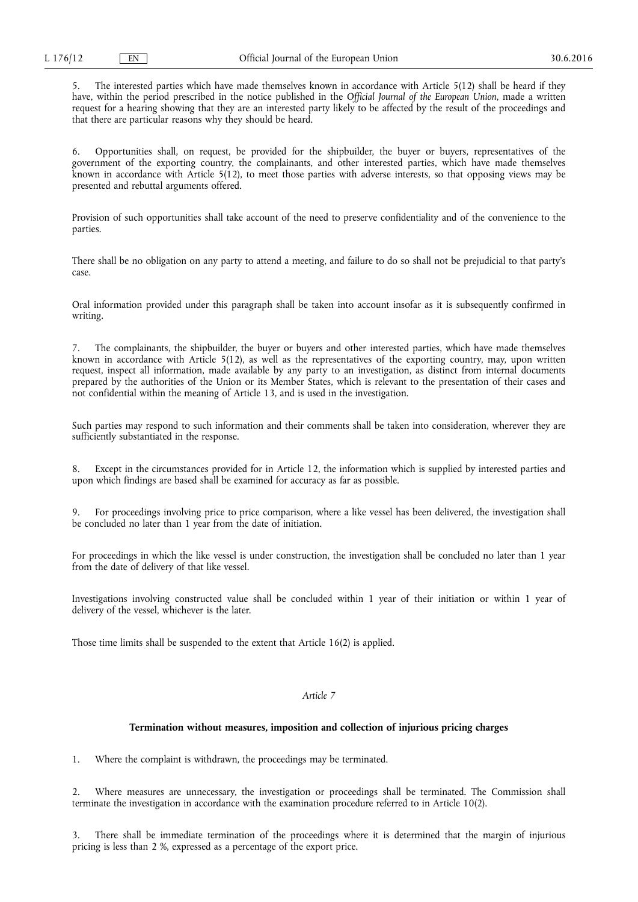5. The interested parties which have made themselves known in accordance with Article 5(12) shall be heard if they have, within the period prescribed in the notice published in the *Official Journal of the European Union*, made a written request for a hearing showing that they are an interested party likely to be affected by the result of the proceedings and that there are particular reasons why they should be heard.

6. Opportunities shall, on request, be provided for the shipbuilder, the buyer or buyers, representatives of the government of the exporting country, the complainants, and other interested parties, which have made themselves known in accordance with Article 5(12), to meet those parties with adverse interests, so that opposing views may be presented and rebuttal arguments offered.

Provision of such opportunities shall take account of the need to preserve confidentiality and of the convenience to the parties.

There shall be no obligation on any party to attend a meeting, and failure to do so shall not be prejudicial to that party's case.

Oral information provided under this paragraph shall be taken into account insofar as it is subsequently confirmed in writing.

7. The complainants, the shipbuilder, the buyer or buyers and other interested parties, which have made themselves known in accordance with Article 5(12), as well as the representatives of the exporting country, may, upon written request, inspect all information, made available by any party to an investigation, as distinct from internal documents prepared by the authorities of the Union or its Member States, which is relevant to the presentation of their cases and not confidential within the meaning of Article 13, and is used in the investigation.

Such parties may respond to such information and their comments shall be taken into consideration, wherever they are sufficiently substantiated in the response.

8. Except in the circumstances provided for in Article 12, the information which is supplied by interested parties and upon which findings are based shall be examined for accuracy as far as possible.

9. For proceedings involving price to price comparison, where a like vessel has been delivered, the investigation shall be concluded no later than 1 year from the date of initiation.

For proceedings in which the like vessel is under construction, the investigation shall be concluded no later than 1 year from the date of delivery of that like vessel.

Investigations involving constructed value shall be concluded within 1 year of their initiation or within 1 year of delivery of the vessel, whichever is the later.

Those time limits shall be suspended to the extent that Article 16(2) is applied.

*Article 7*

**Termination without measures, imposition and collection of injurious pricing charges**

1. Where the complaint is withdrawn, the proceedings may be terminated.

2. Where measures are unnecessary, the investigation or proceedings shall be terminated. The Commission shall terminate the investigation in accordance with the examination procedure referred to in Article 10(2).

3. There shall be immediate termination of the proceedings where it is determined that the margin of injurious pricing is less than 2 %, expressed as a percentage of the export price.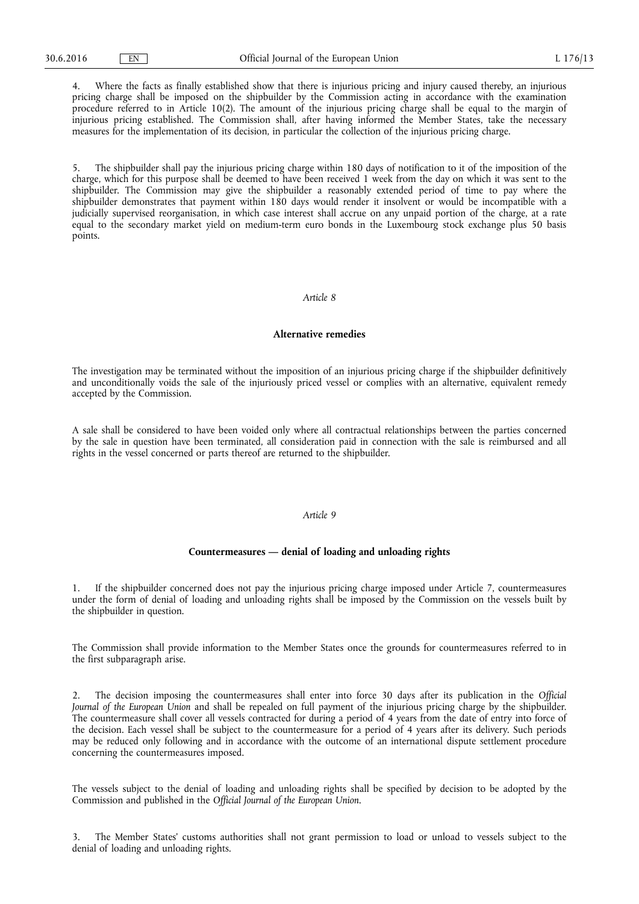4. Where the facts as finally established show that there is injurious pricing and injury caused thereby, an injurious pricing charge shall be imposed on the shipbuilder by the Commission acting in accordance with the examination procedure referred to in Article 10(2). The amount of the injurious pricing charge shall be equal to the margin of injurious pricing established. The Commission shall, after having informed the Member States, take the necessary measures for the implementation of its decision, in particular the collection of the injurious pricing charge.

5. The shipbuilder shall pay the injurious pricing charge within 180 days of notification to it of the imposition of the charge, which for this purpose shall be deemed to have been received 1 week from the day on which it was sent to the shipbuilder. The Commission may give the shipbuilder a reasonably extended period of time to pay where the shipbuilder demonstrates that payment within 180 days would render it insolvent or would be incompatible with a judicially supervised reorganisation, in which case interest shall accrue on any unpaid portion of the charge, at a rate equal to the secondary market yield on medium-term euro bonds in the Luxembourg stock exchange plus 50 basis points.

*Article 8*

**Alternative remedies**

The investigation may be terminated without the imposition of an injurious pricing charge if the shipbuilder definitively and unconditionally voids the sale of the injuriously priced vessel or complies with an alternative, equivalent remedy accepted by the Commission.

A sale shall be considered to have been voided only where all contractual relationships between the parties concerned by the sale in question have been terminated, all consideration paid in connection with the sale is reimbursed and all rights in the vessel concerned or parts thereof are returned to the shipbuilder.

*Article 9*

**Countermeasures — denial of loading and unloading rights**

1. If the shipbuilder concerned does not pay the injurious pricing charge imposed under Article 7, countermeasures under the form of denial of loading and unloading rights shall be imposed by the Commission on the vessels built by the shipbuilder in question.

The Commission shall provide information to the Member States once the grounds for countermeasures referred to in the first subparagraph arise.

2. The decision imposing the countermeasures shall enter into force 30 days after its publication in the *Official Journal of the European Union* and shall be repealed on full payment of the injurious pricing charge by the shipbuilder. The countermeasure shall cover all vessels contracted for during a period of 4 years from the date of entry into force of the decision. Each vessel shall be subject to the countermeasure for a period of 4 years after its delivery. Such periods may be reduced only following and in accordance with the outcome of an international dispute settlement procedure concerning the countermeasures imposed.

The vessels subject to the denial of loading and unloading rights shall be specified by decision to be adopted by the Commission and published in the *Official Journal of the European Union*.

3. The Member States' customs authorities shall not grant permission to load or unload to vessels subject to the denial of loading and unloading rights.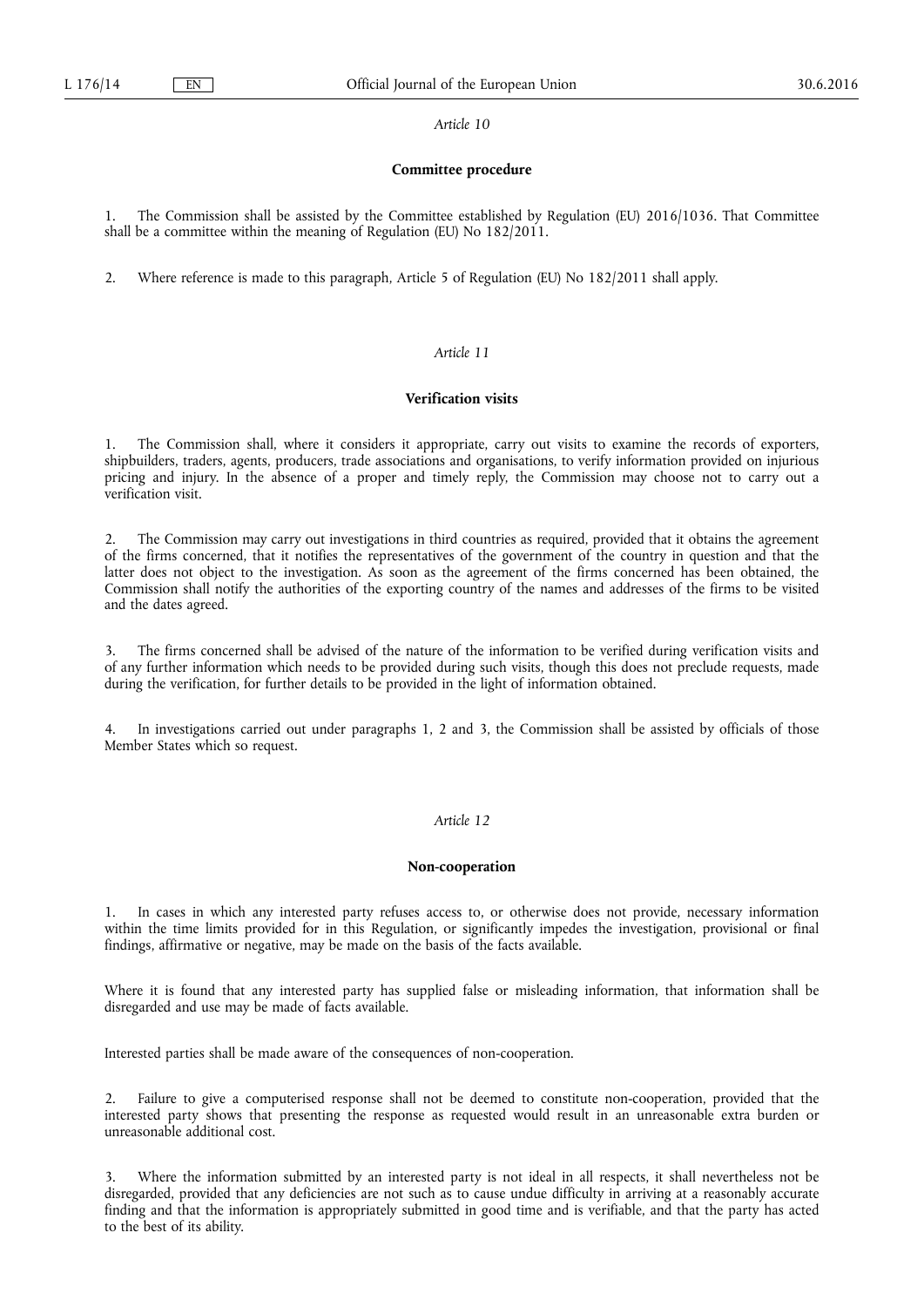*Article 10*

**Committee procedure**

1. The Commission shall be assisted by the Committee established by Regulation (EU) 2016/1036. That Committee shall be a committee within the meaning of Regulation (EU) No 182/2011.

2. Where reference is made to this paragraph, Article 5 of Regulation (EU) No 182/2011 shall apply.

*Article 11*

**Verification visits**

1. The Commission shall, where it considers it appropriate, carry out visits to examine the records of exporters, shipbuilders, traders, agents, producers, trade associations and organisations, to verify information provided on injurious pricing and injury. In the absence of a proper and timely reply, the Commission may choose not to carry out a verification visit.

2. The Commission may carry out investigations in third countries as required, provided that it obtains the agreement of the firms concerned, that it notifies the representatives of the government of the country in question and that the latter does not object to the investigation. As soon as the agreement of the firms concerned has been obtained, the Commission shall notify the authorities of the exporting country of the names and addresses of the firms to be visited and the dates agreed.

3. The firms concerned shall be advised of the nature of the information to be verified during verification visits and of any further information which needs to be provided during such visits, though this does not preclude requests, made during the verification, for further details to be provided in the light of information obtained.

4. In investigations carried out under paragraphs 1, 2 and 3, the Commission shall be assisted by officials of those Member States which so request.

*Article 12*

**Non-cooperation**

1. In cases in which any interested party refuses access to, or otherwise does not provide, necessary information within the time limits provided for in this Regulation, or significantly impedes the investigation, provisional or final findings, affirmative or negative, may be made on the basis of the facts available.

Where it is found that any interested party has supplied false or misleading information, that information shall be disregarded and use may be made of facts available.

Interested parties shall be made aware of the consequences of non-cooperation.

2. Failure to give a computerised response shall not be deemed to constitute non-cooperation, provided that the interested party shows that presenting the response as requested would result in an unreasonable extra burden or unreasonable additional cost.

3. Where the information submitted by an interested party is not ideal in all respects, it shall nevertheless not be disregarded, provided that any deficiencies are not such as to cause undue difficulty in arriving at a reasonably accurate finding and that the information is appropriately submitted in good time and is verifiable, and that the party has acted to the best of its ability.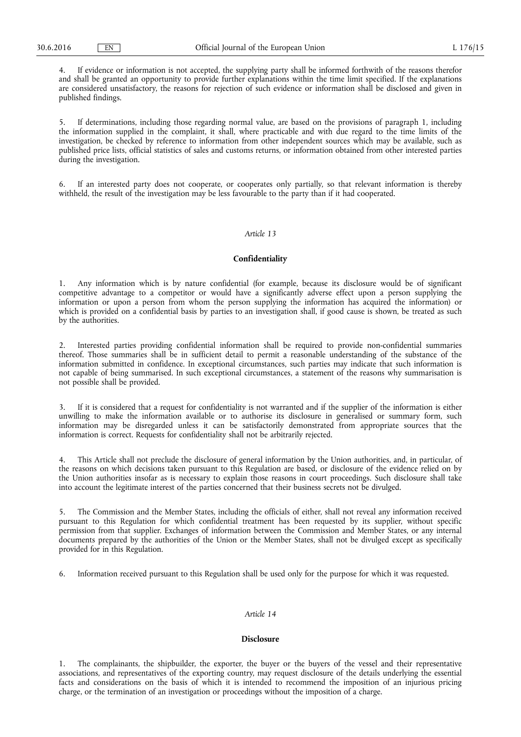4. If evidence or information is not accepted, the supplying party shall be informed forthwith of the reasons therefor and shall be granted an opportunity to provide further explanations within the time limit specified. If the explanations are considered unsatisfactory, the reasons for rejection of such evidence or information shall be disclosed and given in published findings.

5. If determinations, including those regarding normal value, are based on the provisions of paragraph 1, including the information supplied in the complaint, it shall, where practicable and with due regard to the time limits of the investigation, be checked by reference to information from other independent sources which may be available, such as published price lists, official statistics of sales and customs returns, or information obtained from other interested parties during the investigation.

6. If an interested party does not cooperate, or cooperates only partially, so that relevant information is thereby withheld, the result of the investigation may be less favourable to the party than if it had cooperated.

*Article 13*

**Confidentiality**

1. Any information which is by nature confidential (for example, because its disclosure would be of significant competitive advantage to a competitor or would have a significantly adverse effect upon a person supplying the information or upon a person from whom the person supplying the information has acquired the information) or which is provided on a confidential basis by parties to an investigation shall, if good cause is shown, be treated as such by the authorities.

2. Interested parties providing confidential information shall be required to provide non-confidential summaries thereof. Those summaries shall be in sufficient detail to permit a reasonable understanding of the substance of the information submitted in confidence. In exceptional circumstances, such parties may indicate that such information is not capable of being summarised. In such exceptional circumstances, a statement of the reasons why summarisation is not possible shall be provided.

3. If it is considered that a request for confidentiality is not warranted and if the supplier of the information is either unwilling to make the information available or to authorise its disclosure in generalised or summary form, such information may be disregarded unless it can be satisfactorily demonstrated from appropriate sources that the information is correct. Requests for confidentiality shall not be arbitrarily rejected.

4. This Article shall not preclude the disclosure of general information by the Union authorities, and, in particular, of the reasons on which decisions taken pursuant to this Regulation are based, or disclosure of the evidence relied on by the Union authorities insofar as is necessary to explain those reasons in court proceedings. Such disclosure shall take into account the legitimate interest of the parties concerned that their business secrets not be divulged.

5. The Commission and the Member States, including the officials of either, shall not reveal any information received pursuant to this Regulation for which confidential treatment has been requested by its supplier, without specific permission from that supplier. Exchanges of information between the Commission and Member States, or any internal documents prepared by the authorities of the Union or the Member States, shall not be divulged except as specifically provided for in this Regulation.

6. Information received pursuant to this Regulation shall be used only for the purpose for which it was requested.

*Article 14*

**Disclosure**

1. The complainants, the shipbuilder, the exporter, the buyer or the buyers of the vessel and their representative associations, and representatives of the exporting country, may request disclosure of the details underlying the essential facts and considerations on the basis of which it is intended to recommend the imposition of an injurious pricing charge, or the termination of an investigation or proceedings without the imposition of a charge.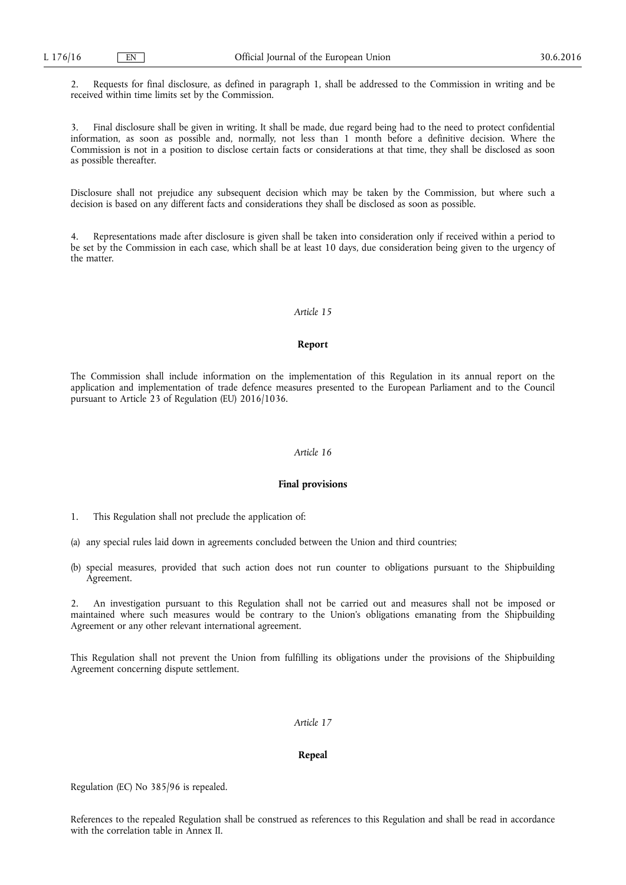2. Requests for final disclosure, as defined in paragraph 1, shall be addressed to the Commission in writing and be received within time limits set by the Commission.

3. Final disclosure shall be given in writing. It shall be made, due regard being had to the need to protect confidential information, as soon as possible and, normally, not less than 1 month before a definitive decision. Where the Commission is not in a position to disclose certain facts or considerations at that time, they shall be disclosed as soon as possible thereafter.

Disclosure shall not prejudice any subsequent decision which may be taken by the Commission, but where such a decision is based on any different facts and considerations they shall be disclosed as soon as possible.

4. Representations made after disclosure is given shall be taken into consideration only if received within a period to be set by the Commission in each case, which shall be at least 10 days, due consideration being given to the urgency of the matter.

*Article 15*

**Report**

The Commission shall include information on the implementation of this Regulation in its annual report on the application and implementation of trade defence measures presented to the European Parliament and to the Council pursuant to Article 23 of Regulation (EU) 2016/1036.

*Article 16*

**Final provisions**

1. This Regulation shall not preclude the application of:

(a) any special rules laid down in agreements concluded between the Union and third countries;

(b) special measures, provided that such action does not run counter to obligations pursuant to the Shipbuilding Agreement.

2. An investigation pursuant to this Regulation shall not be carried out and measures shall not be imposed or maintained where such measures would be contrary to the Union's obligations emanating from the Shipbuilding Agreement or any other relevant international agreement.

This Regulation shall not prevent the Union from fulfilling its obligations under the provisions of the Shipbuilding Agreement concerning dispute settlement.

*Article 17*

**Repeal**

Regulation (EC) No 385/96 is repealed.

References to the repealed Regulation shall be construed as references to this Regulation and shall be read in accordance with the correlation table in Annex II.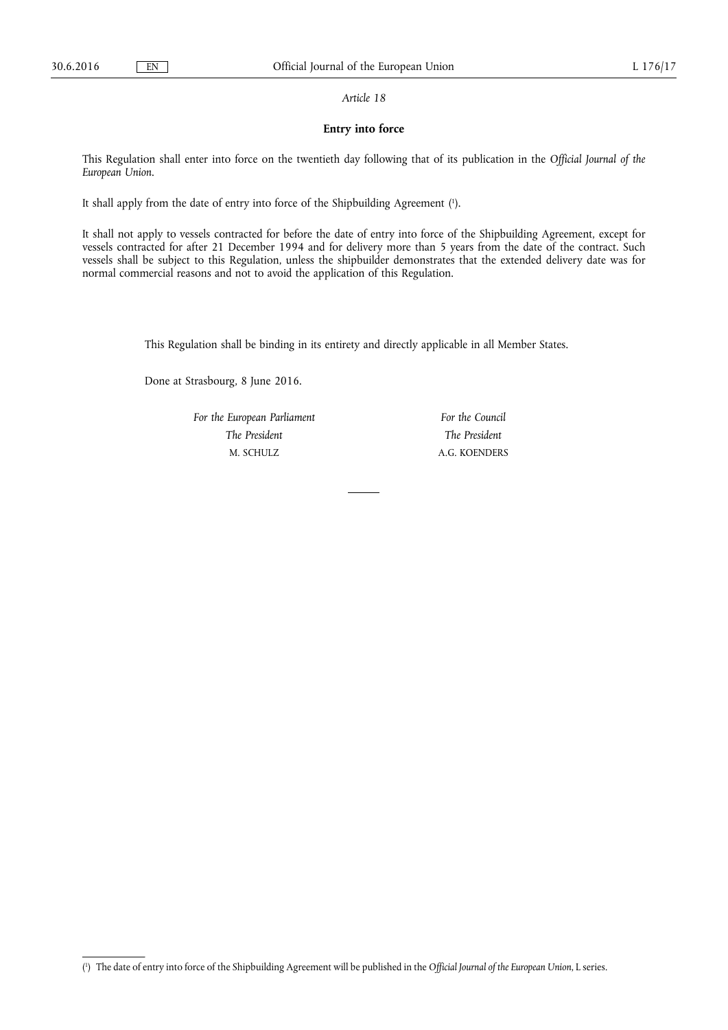*Article 18*

**Entry into force**

This Regulation shall enter into force on the twentieth day following that of its publication in the *Official Journal of the European Union*.

It shall apply from the date of entry into force of the Shipbuilding Agreement ([1]).

It shall not apply to vessels contracted for before the date of entry into force of the Shipbuilding Agreement, except for vessels contracted for after 21 December 1994 and for delivery more than 5 years from the date of the contract. Such vessels shall be subject to this Regulation, unless the shipbuilder demonstrates that the extended delivery date was for normal commercial reasons and not to avoid the application of this Regulation.

This Regulation shall be binding in its entirety and directly applicable in all Member States.

Done at Strasbourg, 8 June 2016.

*For the European Parliament*
*The President*
M. SCHULZ

*For the Council*
*The President*
A.G. KOENDERS

---

([1]) The date of entry into force of the Shipbuilding Agreement will be published in the *Official Journal of the European Union*, L series.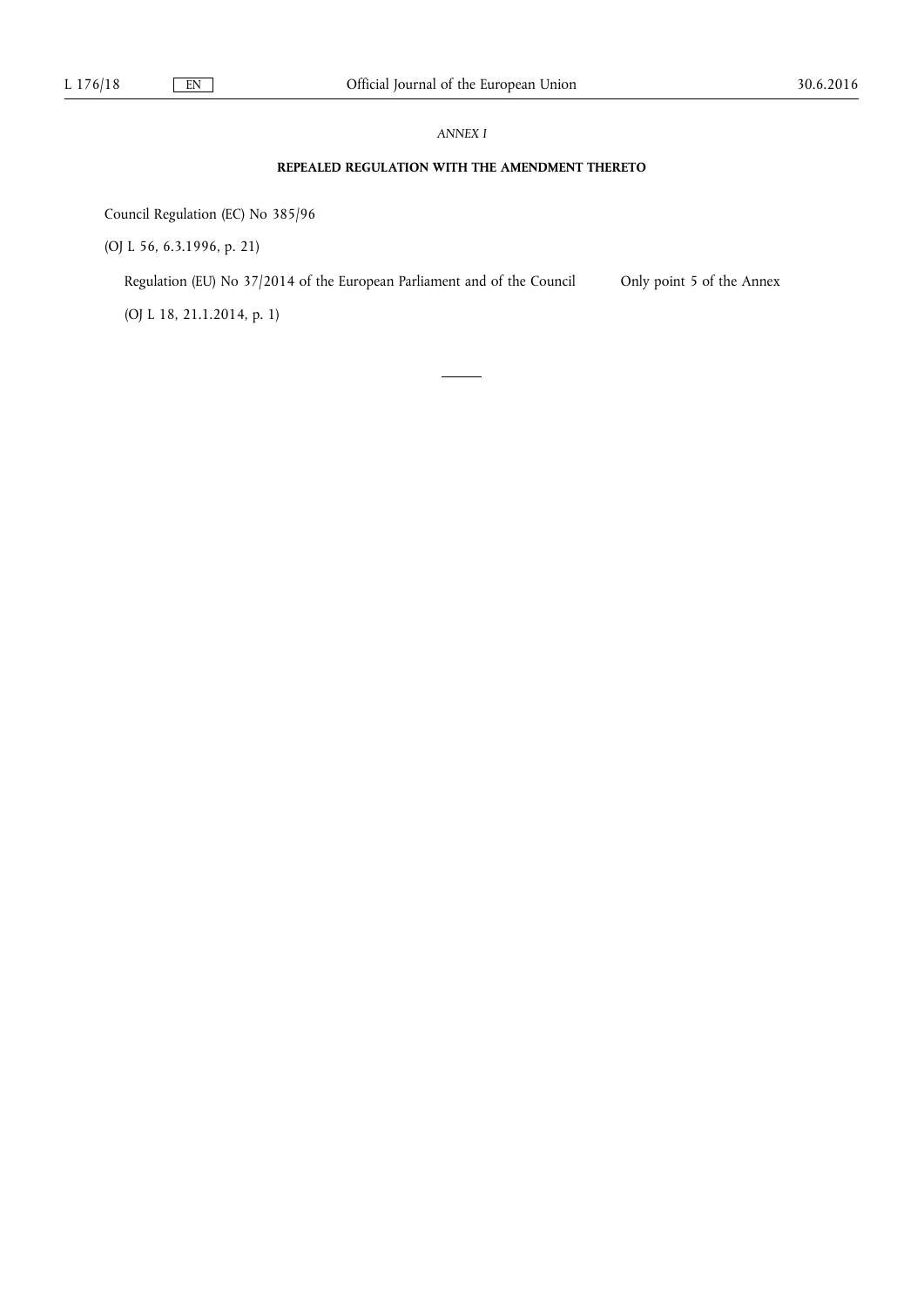*ANNEX I*

**REPEALED REGULATION WITH THE AMENDMENT THERETO**

Council Regulation (EC) No 385/96

(OJ L 56, 6.3.1996, p. 21)

| | |
|---|---|
| Regulation (EU) No 37/2014 of the European Parliament and of the Council (OJ L 18, 21.1.2014, p. 1) | Only point 5 of the Annex |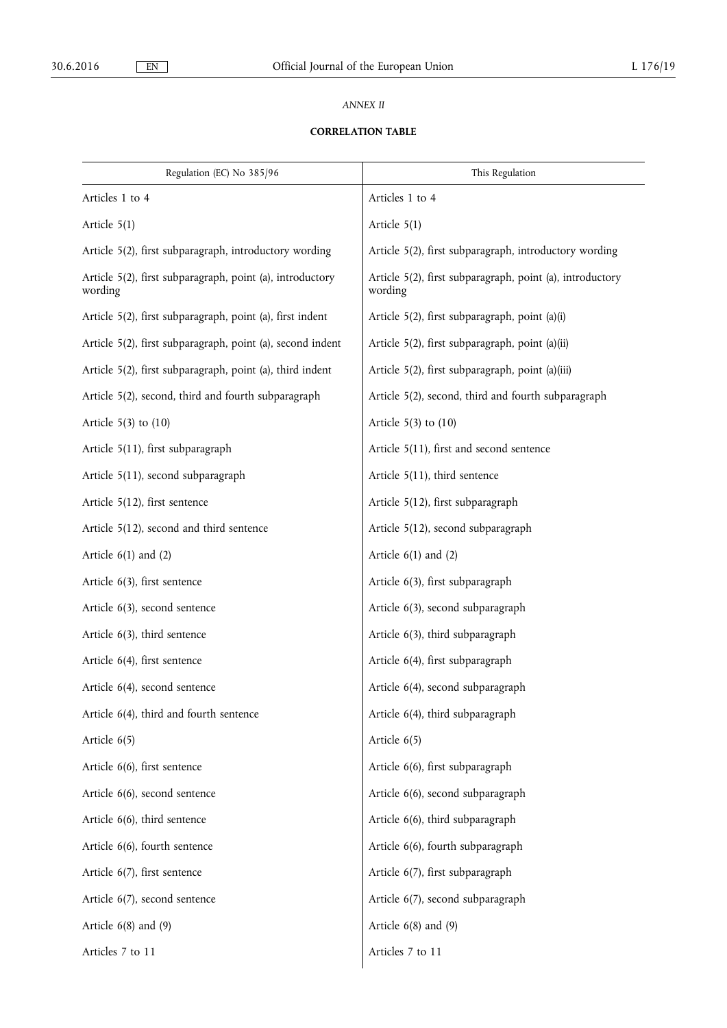*ANNEX II*

**CORRELATION TABLE**

| Regulation (EC) No 385/96 | This Regulation |
|---|---|
| Articles 1 to 4 | Articles 1 to 4 |
| Article 5(1) | Article 5(1) |
| Article 5(2), first subparagraph, introductory wording | Article 5(2), first subparagraph, introductory wording |
| Article 5(2), first subparagraph, point (a), introductory wording | Article 5(2), first subparagraph, point (a), introductory wording |
| Article 5(2), first subparagraph, point (a), first indent | Article 5(2), first subparagraph, point (a)(i) |
| Article 5(2), first subparagraph, point (a), second indent | Article 5(2), first subparagraph, point (a)(ii) |
| Article 5(2), first subparagraph, point (a), third indent | Article 5(2), first subparagraph, point (a)(iii) |
| Article 5(2), second, third and fourth subparagraph | Article 5(2), second, third and fourth subparagraph |
| Article 5(3) to (10) | Article 5(3) to (10) |
| Article 5(11), first subparagraph | Article 5(11), first and second sentence |
| Article 5(11), second subparagraph | Article 5(11), third sentence |
| Article 5(12), first sentence | Article 5(12), first subparagraph |
| Article 5(12), second and third sentence | Article 5(12), second subparagraph |
| Article 6(1) and (2) | Article 6(1) and (2) |
| Article 6(3), first sentence | Article 6(3), first subparagraph |
| Article 6(3), second sentence | Article 6(3), second subparagraph |
| Article 6(3), third sentence | Article 6(3), third subparagraph |
| Article 6(4), first sentence | Article 6(4), first subparagraph |
| Article 6(4), second sentence | Article 6(4), second subparagraph |
| Article 6(4), third and fourth sentence | Article 6(4), third subparagraph |
| Article 6(5) | Article 6(5) |
| Article 6(6), first sentence | Article 6(6), first subparagraph |
| Article 6(6), second sentence | Article 6(6), second subparagraph |
| Article 6(6), third sentence | Article 6(6), third subparagraph |
| Article 6(6), fourth sentence | Article 6(6), fourth subparagraph |
| Article 6(7), first sentence | Article 6(7), first subparagraph |
| Article 6(7), second sentence | Article 6(7), second subparagraph |
| Article 6(8) and (9) | Article 6(8) and (9) |
| Articles 7 to 11 | Articles 7 to 11 |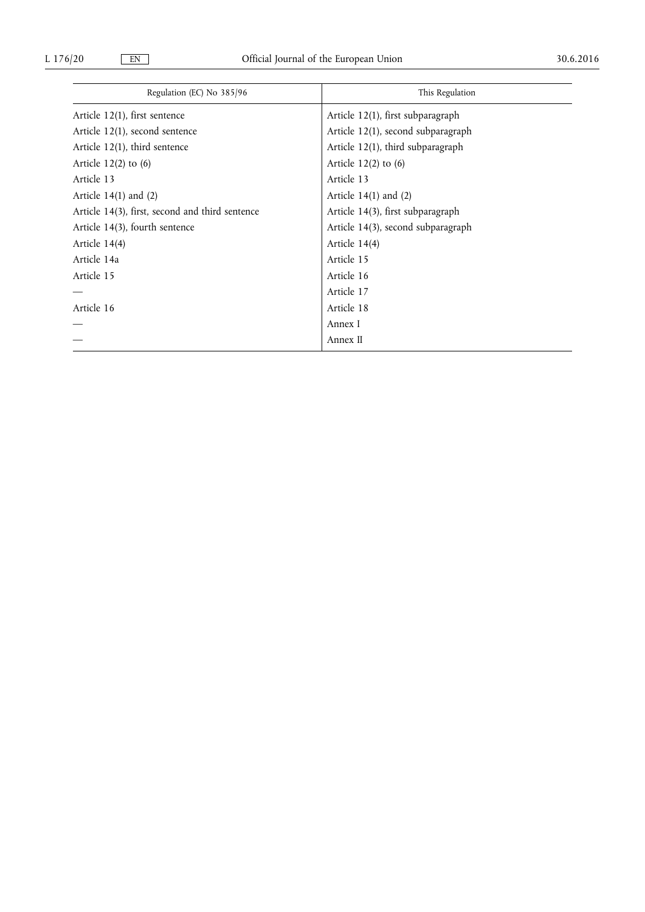| Regulation (EC) No 385/96 | This Regulation |
|---|---|
| Article 12(1), first sentence | Article 12(1), first subparagraph |
| Article 12(1), second sentence | Article 12(1), second subparagraph |
| Article 12(1), third sentence | Article 12(1), third subparagraph |
| Article 12(2) to (6) | Article 12(2) to (6) |
| Article 13 | Article 13 |
| Article 14(1) and (2) | Article 14(1) and (2) |
| Article 14(3), first, second and third sentence | Article 14(3), first subparagraph |
| Article 14(3), fourth sentence | Article 14(3), second subparagraph |
| Article 14(4) | Article 14(4) |
| Article 14a | Article 15 |
| Article 15 | Article 16 |
| — | Article 17 |
| Article 16 | Article 18 |
| — | Annex I |
| — | Annex II |